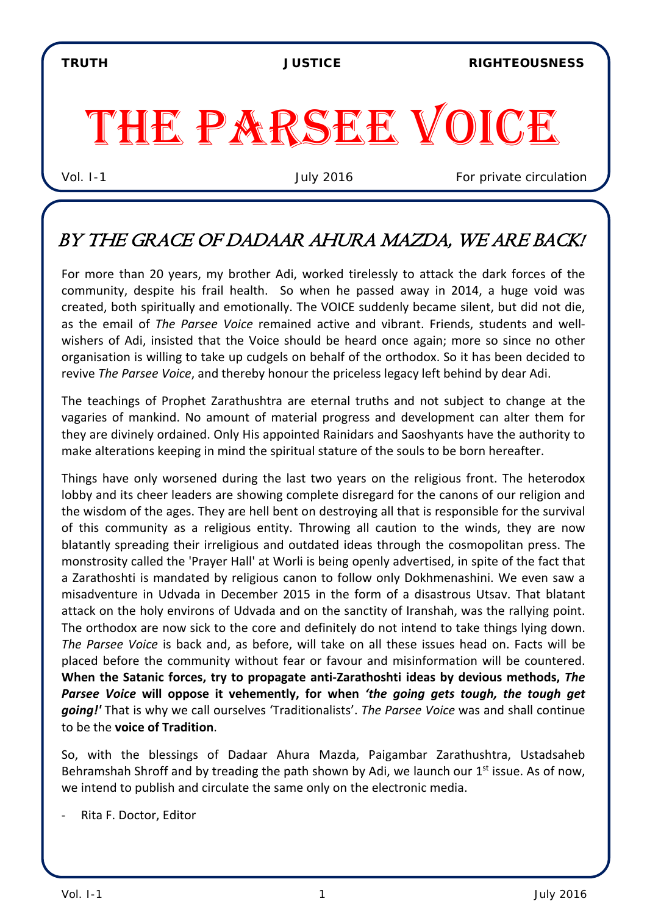**TRUTH** **JUSTICE** **RIGHTEOUSNESS**

# THE PARSEE VOICE

Vol. I-1 July 2016 For private circulation

## *BY THE GRACE OF DADAAR AHURA MAZDA, WE ARE BACK!*

For more than 20 years, my brother Adi, worked tirelessly to attack the dark forces of the community, despite his frail health. So when he passed away in 2014, a huge void was created, both spiritually and emotionally. The VOICE suddenly became silent, but did not die, as the email of *The Parsee Voice* remained active and vibrant. Friends, students and well-wishers of Adi, insisted that the Voice should be heard once again; more so since no other organisation is willing to take up cudgels on behalf of the orthodox. So it has been decided to revive *The Parsee Voice*, and thereby honour the priceless legacy left behind by dear Adi.

The teachings of Prophet Zarathushtra are eternal truths and not subject to change at the vagaries of mankind. No amount of material progress and development can alter them for they are divinely ordained. Only His appointed Rainidars and Saoshyants have the authority to make alterations keeping in mind the spiritual stature of the souls to be born hereafter.

Things have only worsened during the last two years on the religious front. The heterodox lobby and its cheer leaders are showing complete disregard for the canons of our religion and the wisdom of the ages. They are hell bent on destroying all that is responsible for the survival of this community as a religious entity. Throwing all caution to the winds, they are now blatantly spreading their irreligious and outdated ideas through the cosmopolitan press. The monstrosity called the 'Prayer Hall' at Worli is being openly advertised, in spite of the fact that a Zarathoshti is mandated by religious canon to follow only Dokhmenashini. We even saw a misadventure in Udvada in December 2015 in the form of a disastrous Utsav. That blatant attack on the holy environs of Udvada and on the sanctity of Iranshah, was the rallying point. The orthodox are now sick to the core and definitely do not intend to take things lying down. *The Parsee Voice* is back and, as before, will take on all these issues head on. Facts will be placed before the community without fear or favour and misinformation will be countered. **When the Satanic forces, try to propagate anti-Zarathoshti ideas by devious methods, *The Parsee Voice* will oppose it vehemently, for when *'the going gets tough, the tough get going!'*** That is why we call ourselves 'Traditionalists'. *The Parsee Voice* was and shall continue to be the **voice of Tradition**.

So, with the blessings of Dadaar Ahura Mazda, Paigambar Zarathushtra, Ustadsaheb Behramshah Shroff and by treading the path shown by Adi, we launch our 1st issue. As of now, we intend to publish and circulate the same only on the electronic media.

- Rita F. Doctor, Editor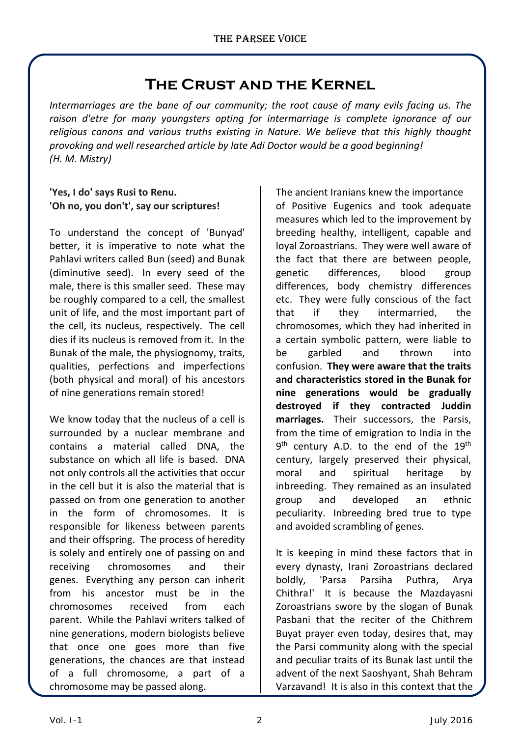# The Crust and the Kernel

*Intermarriages are the bane of our community; the root cause of many evils facing us. The raison d'etre for many youngsters opting for intermarriage is complete ignorance of our religious canons and various truths existing in Nature. We believe that this highly thought provoking and well researched article by late Adi Doctor would be a good beginning!*
*(H. M. Mistry)*

**'Yes, I do' says Rusi to Renu.**
**'Oh no, you don't', say our scriptures!**

To understand the concept of 'Bunyad' better, it is imperative to note what the Pahlavi writers called Bun (seed) and Bunak (diminutive seed). In every seed of the male, there is this smaller seed. These may be roughly compared to a cell, the smallest unit of life, and the most important part of the cell, its nucleus, respectively. The cell dies if its nucleus is removed from it. In the Bunak of the male, the physiognomy, traits, qualities, perfections and imperfections (both physical and moral) of his ancestors of nine generations remain stored!

We know today that the nucleus of a cell is surrounded by a nuclear membrane and contains a material called DNA, the substance on which all life is based. DNA not only controls all the activities that occur in the cell but it is also the material that is passed on from one generation to another in the form of chromosomes. It is responsible for likeness between parents and their offspring. The process of heredity is solely and entirely one of passing on and receiving chromosomes and their genes. Everything any person can inherit from his ancestor must be in the chromosomes received from each parent. While the Pahlavi writers talked of nine generations, modern biologists believe that once one goes more than five generations, the chances are that instead of a full chromosome, a part of a chromosome may be passed along.

The ancient Iranians knew the importance of Positive Eugenics and took adequate measures which led to the improvement by breeding healthy, intelligent, capable and loyal Zoroastrians. They were well aware of the fact that there are between people, genetic differences, blood group differences, body chemistry differences etc. They were fully conscious of the fact that if they intermarried, the chromosomes, which they had inherited in a certain symbolic pattern, were liable to be garbled and thrown into confusion. **They were aware that the traits and characteristics stored in the Bunak for nine generations would be gradually destroyed if they contracted Juddin marriages.** Their successors, the Parsis, from the time of emigration to India in the 9th century A.D. to the end of the 19th century, largely preserved their physical, moral and spiritual heritage by inbreeding. They remained as an insulated group and developed an ethnic peculiarity. Inbreeding bred true to type and avoided scrambling of genes.

It is keeping in mind these factors that in every dynasty, Irani Zoroastrians declared boldly, 'Parsa Parsiha Puthra, Arya Chithra!' It is because the Mazdayasni Zoroastrians swore by the slogan of Bunak Pasbani that the reciter of the Chithrem Buyat prayer even today, desires that, may the Parsi community along with the special and peculiar traits of its Bunak last until the advent of the next Saoshyant, Shah Behram Varzavand! It is also in this context that the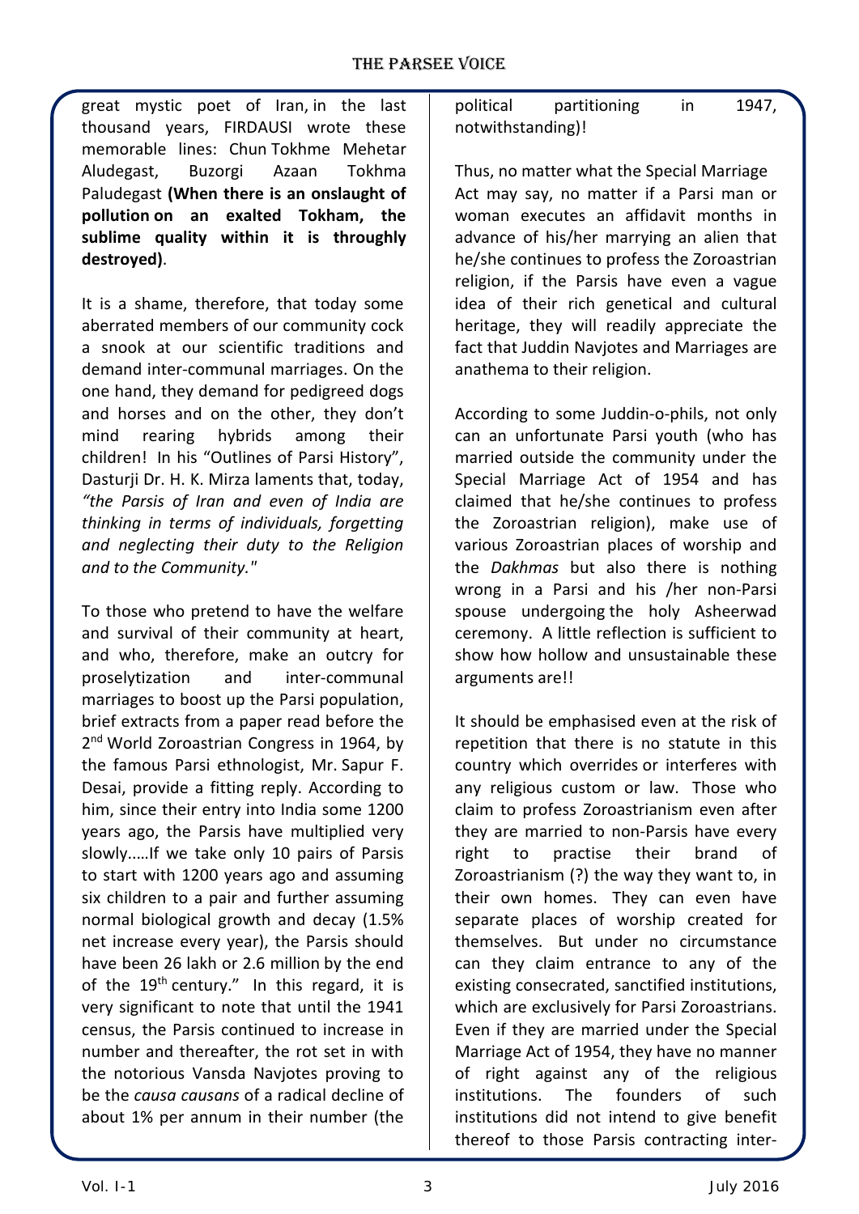great mystic poet of Iran, in the last thousand years, FIRDAUSI wrote these memorable lines: Chun Tokhme Mehetar Aludegast, Buzorgi Azaan Tokhma Paludegast **(When there is an onslaught of pollution on an exalted Tokham, the sublime quality within it is throughly destroyed)**.

It is a shame, therefore, that today some aberrated members of our community cock a snook at our scientific traditions and demand inter-communal marriages. On the one hand, they demand for pedigreed dogs and horses and on the other, they don't mind rearing hybrids among their children! In his "Outlines of Parsi History", Dasturji Dr. H. K. Mirza laments that, today, *"the Parsis of Iran and even of India are thinking in terms of individuals, forgetting and neglecting their duty to the Religion and to the Community."*

To those who pretend to have the welfare and survival of their community at heart, and who, therefore, make an outcry for proselytization and inter-communal marriages to boost up the Parsi population, brief extracts from a paper read before the 2nd World Zoroastrian Congress in 1964, by the famous Parsi ethnologist, Mr. Sapur F. Desai, provide a fitting reply. According to him, since their entry into India some 1200 years ago, the Parsis have multiplied very slowly.....If we take only 10 pairs of Parsis to start with 1200 years ago and assuming six children to a pair and further assuming normal biological growth and decay (1.5% net increase every year), the Parsis should have been 26 lakh or 2.6 million by the end of the 19th century." In this regard, it is very significant to note that until the 1941 census, the Parsis continued to increase in number and thereafter, the rot set in with the notorious Vansda Navjotes proving to be the *causa causans* of a radical decline of about 1% per annum in their number (the political partitioning in 1947, notwithstanding)!

Thus, no matter what the Special Marriage Act may say, no matter if a Parsi man or woman executes an affidavit months in advance of his/her marrying an alien that he/she continues to profess the Zoroastrian religion, if the Parsis have even a vague idea of their rich genetical and cultural heritage, they will readily appreciate the fact that Juddin Navjotes and Marriages are anathema to their religion.

According to some Juddin-o-phils, not only can an unfortunate Parsi youth (who has married outside the community under the Special Marriage Act of 1954 and has claimed that he/she continues to profess the Zoroastrian religion), make use of various Zoroastrian places of worship and the *Dakhmas* but also there is nothing wrong in a Parsi and his /her non-Parsi spouse undergoing the holy Asheerwad ceremony. A little reflection is sufficient to show how hollow and unsustainable these arguments are!!

It should be emphasised even at the risk of repetition that there is no statute in this country which overrides or interferes with any religious custom or law. Those who claim to profess Zoroastrianism even after they are married to non-Parsis have every right to practise their brand of Zoroastrianism (?) the way they want to, in their own homes. They can even have separate places of worship created for themselves. But under no circumstance can they claim entrance to any of the existing consecrated, sanctified institutions, which are exclusively for Parsi Zoroastrians. Even if they are married under the Special Marriage Act of 1954, they have no manner of right against any of the religious institutions. The founders of such institutions did not intend to give benefit thereof to those Parsis contracting inter-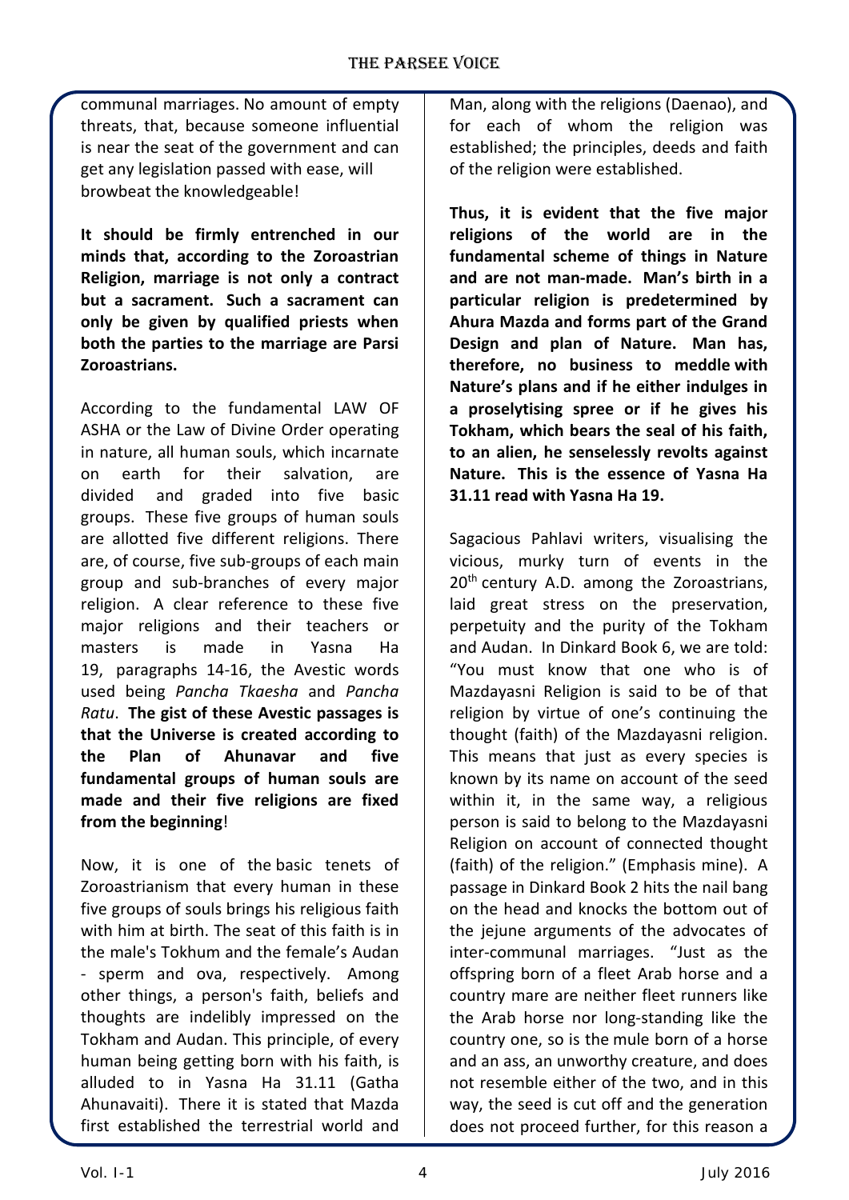communal marriages. No amount of empty threats, that, because someone influential is near the seat of the government and can get any legislation passed with ease, will browbeat the knowledgeable!

**It should be firmly entrenched in our minds that, according to the Zoroastrian Religion, marriage is not only a contract but a sacrament. Such a sacrament can only be given by qualified priests when both the parties to the marriage are Parsi Zoroastrians.**

According to the fundamental LAW OF ASHA or the Law of Divine Order operating in nature, all human souls, which incarnate on earth for their salvation, are divided and graded into five basic groups. These five groups of human souls are allotted five different religions. There are, of course, five sub-groups of each main group and sub-branches of every major religion. A clear reference to these five major religions and their teachers or masters is made in Yasna Ha 19, paragraphs 14-16, the Avestic words used being *Pancha Tkaesha* and *Pancha Ratu*. **The gist of these Avestic passages is that the Universe is created according to the Plan of Ahunavar and five fundamental groups of human souls are made and their five religions are fixed from the beginning**!

Now, it is one of the basic tenets of Zoroastrianism that every human in these five groups of souls brings his religious faith with him at birth. The seat of this faith is in the male's Tokhum and the female's Audan - sperm and ova, respectively. Among other things, a person's faith, beliefs and thoughts are indelibly impressed on the Tokham and Audan. This principle, of every human being getting born with his faith, is alluded to in Yasna Ha 31.11 (Gatha Ahunavaiti). There it is stated that Mazda first established the terrestrial world and Man, along with the religions (Daenao), and for each of whom the religion was established; the principles, deeds and faith of the religion were established.

**Thus, it is evident that the five major religions of the world are in the fundamental scheme of things in Nature and are not man-made. Man's birth in a particular religion is predetermined by Ahura Mazda and forms part of the Grand Design and plan of Nature. Man has, therefore, no business to meddle with Nature's plans and if he either indulges in a proselytising spree or if he gives his Tokham, which bears the seal of his faith, to an alien, he senselessly revolts against Nature. This is the essence of Yasna Ha 31.11 read with Yasna Ha 19.**

Sagacious Pahlavi writers, visualising the vicious, murky turn of events in the 20th century A.D. among the Zoroastrians, laid great stress on the preservation, perpetuity and the purity of the Tokham and Audan. In Dinkard Book 6, we are told: "You must know that one who is of Mazdayasni Religion is said to be of that religion by virtue of one's continuing the thought (faith) of the Mazdayasni religion. This means that just as every species is known by its name on account of the seed within it, in the same way, a religious person is said to belong to the Mazdayasni Religion on account of connected thought (faith) of the religion." (Emphasis mine). A passage in Dinkard Book 2 hits the nail bang on the head and knocks the bottom out of the jejune arguments of the advocates of inter-communal marriages. "Just as the offspring born of a fleet Arab horse and a country mare are neither fleet runners like the Arab horse nor long-standing like the country one, so is the mule born of a horse and an ass, an unworthy creature, and does not resemble either of the two, and in this way, the seed is cut off and the generation does not proceed further, for this reason a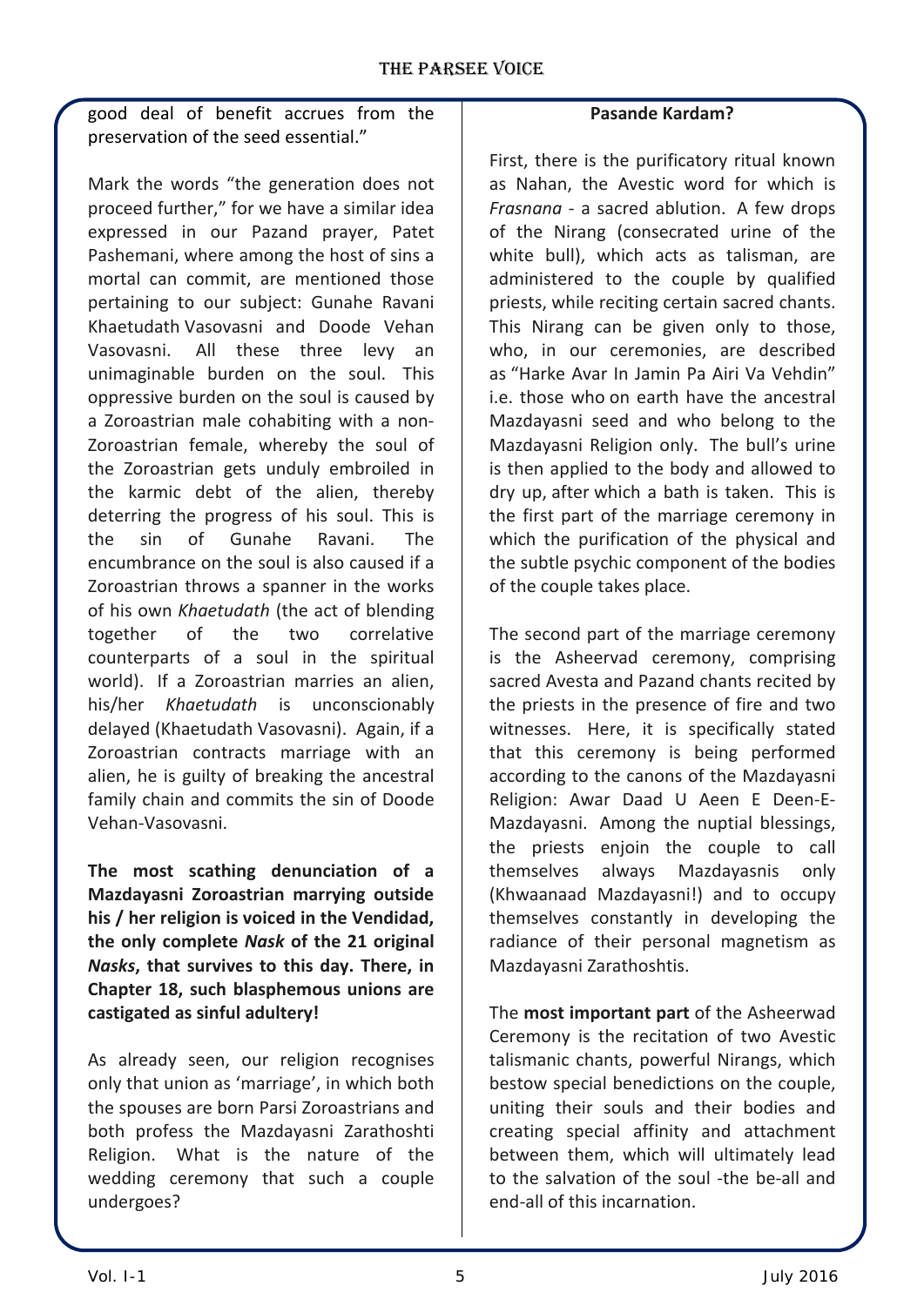good deal of benefit accrues from the preservation of the seed essential."

Mark the words "the generation does not proceed further," for we have a similar idea expressed in our Pazand prayer, Patet Pashemani, where among the host of sins a mortal can commit, are mentioned those pertaining to our subject: Gunahe Ravani Khaetudath Vasovasni and Doode Vehan Vasovasni. All these three levy an unimaginable burden on the soul. This oppressive burden on the soul is caused by a Zoroastrian male cohabiting with a non-Zoroastrian female, whereby the soul of the Zoroastrian gets unduly embroiled in the karmic debt of the alien, thereby deterring the progress of his soul. This is the sin of Gunahe Ravani. The encumbrance on the soul is also caused if a Zoroastrian throws a spanner in the works of his own *Khaetudath* (the act of blending together of the two correlative counterparts of a soul in the spiritual world). If a Zoroastrian marries an alien, his/her *Khaetudath* is unconscionably delayed (Khaetudath Vasovasni). Again, if a Zoroastrian contracts marriage with an alien, he is guilty of breaking the ancestral family chain and commits the sin of Doode Vehan-Vasovasni.

**The most scathing denunciation of a Mazdayasni Zoroastrian marrying outside his / her religion is voiced in the Vendidad, the only complete *Nask* of the 21 original *Nasks*, that survives to this day. There, in Chapter 18, such blasphemous unions are castigated as sinful adultery!**

As already seen, our religion recognises only that union as 'marriage', in which both the spouses are born Parsi Zoroastrians and both profess the Mazdayasni Zarathoshti Religion. What is the nature of the wedding ceremony that such a couple undergoes?

**Pasande Kardam?**

First, there is the purificatory ritual known as Nahan, the Avestic word for which is *Frasnana* - a sacred ablution. A few drops of the Nirang (consecrated urine of the white bull), which acts as talisman, are administered to the couple by qualified priests, while reciting certain sacred chants. This Nirang can be given only to those, who, in our ceremonies, are described as "Harke Avar In Jamin Pa Airi Va Vehdin" i.e. those who on earth have the ancestral Mazdayasni seed and who belong to the Mazdayasni Religion only. The bull's urine is then applied to the body and allowed to dry up, after which a bath is taken. This is the first part of the marriage ceremony in which the purification of the physical and the subtle psychic component of the bodies of the couple takes place.

The second part of the marriage ceremony is the Asheervad ceremony, comprising sacred Avesta and Pazand chants recited by the priests in the presence of fire and two witnesses. Here, it is specifically stated that this ceremony is being performed according to the canons of the Mazdayasni Religion: Awar Daad U Aeen E Deen-E-Mazdayasni. Among the nuptial blessings, the priests enjoin the couple to call themselves always Mazdayasnis only (Khwaanaad Mazdayasni!) and to occupy themselves constantly in developing the radiance of their personal magnetism as Mazdayasni Zarathoshtis.

The **most important part** of the Asheerwad Ceremony is the recitation of two Avestic talismanic chants, powerful Nirangs, which bestow special benedictions on the couple, uniting their souls and their bodies and creating special affinity and attachment between them, which will ultimately lead to the salvation of the soul -the be-all and end-all of this incarnation.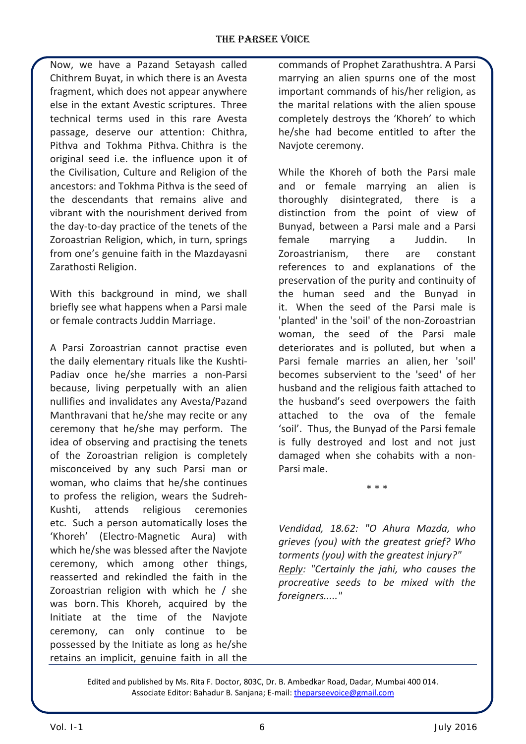Now, we have a Pazand Setayash called Chithrem Buyat, in which there is an Avesta fragment, which does not appear anywhere else in the extant Avestic scriptures. Three technical terms used in this rare Avesta passage, deserve our attention: Chithra, Pithva and Tokhma Pithva. Chithra is the original seed i.e. the influence upon it of the Civilisation, Culture and Religion of the ancestors: and Tokhma Pithva is the seed of the descendants that remains alive and vibrant with the nourishment derived from the day-to-day practice of the tenets of the Zoroastrian Religion, which, in turn, springs from one's genuine faith in the Mazdayasni Zarathosti Religion.

With this background in mind, we shall briefly see what happens when a Parsi male or female contracts Juddin Marriage.

A Parsi Zoroastrian cannot practise even the daily elementary rituals like the Kushti-Padiav once he/she marries a non-Parsi because, living perpetually with an alien nullifies and invalidates any Avesta/Pazand Manthravani that he/she may recite or any ceremony that he/she may perform. The idea of observing and practising the tenets of the Zoroastrian religion is completely misconceived by any such Parsi man or woman, who claims that he/she continues to profess the religion, wears the Sudreh-Kushti, attends religious ceremonies etc. Such a person automatically loses the 'Khoreh' (Electro-Magnetic Aura) with which he/she was blessed after the Navjote ceremony, which among other things, reasserted and rekindled the faith in the Zoroastrian religion with which he / she was born. This Khoreh, acquired by the Initiate at the time of the Navjote ceremony, can only continue to be possessed by the Initiate as long as he/she retains an implicit, genuine faith in all the commands of Prophet Zarathushtra. A Parsi marrying an alien spurns one of the most important commands of his/her religion, as the marital relations with the alien spouse completely destroys the 'Khoreh' to which he/she had become entitled to after the Navjote ceremony.

While the Khoreh of both the Parsi male and or female marrying an alien is thoroughly disintegrated, there is a distinction from the point of view of Bunyad, between a Parsi male and a Parsi female marrying a Juddin. In Zoroastrianism, there are constant references to and explanations of the preservation of the purity and continuity of the human seed and the Bunyad in it. When the seed of the Parsi male is 'planted' in the 'soil' of the non-Zoroastrian woman, the seed of the Parsi male deteriorates and is polluted, but when a Parsi female marries an alien, her 'soil' becomes subservient to the 'seed' of her husband and the religious faith attached to the husband's seed overpowers the faith attached to the ova of the female 'soil'. Thus, the Bunyad of the Parsi female is fully destroyed and lost and not just damaged when she cohabits with a non-Parsi male.

\* \* \*

*Vendidad, 18.62: "O Ahura Mazda, who grieves (you) with the greatest grief? Who torments (you) with the greatest injury?"*
*<u>Reply</u>: "Certainly the jahi, who causes the procreative seeds to be mixed with the foreigners....."*

Edited and published by Ms. Rita F. Doctor, 803C, Dr. B. Ambedkar Road, Dadar, Mumbai 400 014.
Associate Editor: Bahadur B. Sanjana; E-mail: theparseevoice@gmail.com